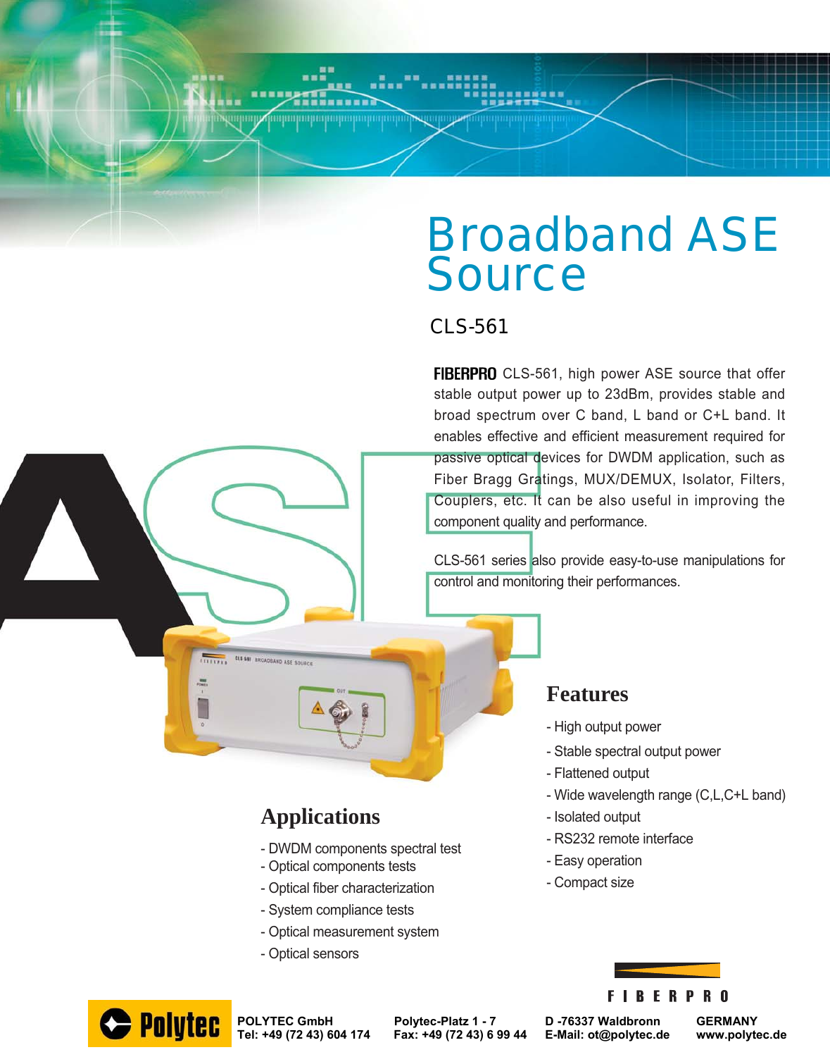# Broadband ASE Source

CLS-561

**FIBERPRO** CLS-561, high power ASE source that offer stable output power up to 23dBm, provides stable and broad spectrum over C band, L band or C+L band. It enables effective and efficient measurement required for passive optical devices for DWDM application, such as Fiber Bragg Gratings, MUX/DEMUX, Isolator, Filters, Couplers, etc. It can be also useful in improving the component quality and performance.

CLS-561 series also provide easy-to-use manipulations for control and monitoring their performances.

## Features

- High output power
- Stable spectral output power
- Flattened output
- Wide wavelength range (C,L,C+L band)
- Isolated output
- RS232 remote interface
- Easy operation
- Compact size

## Applications

- DWDM components spectral test
- Optical components tests
- Optical fiber characterization
- System compliance tests
- Optical measurement system
- Optical sensors

FIBERPRO

Polytec

POLYTEC GmbH
Tel: +49 (72 43) 604 174

Polytec-Platz 1 - 7
Fax: +49 (72 43) 6 99 44

D -76337 Waldbronn
E-Mail: ot@polytec.de

GERMANY
www.polytec.de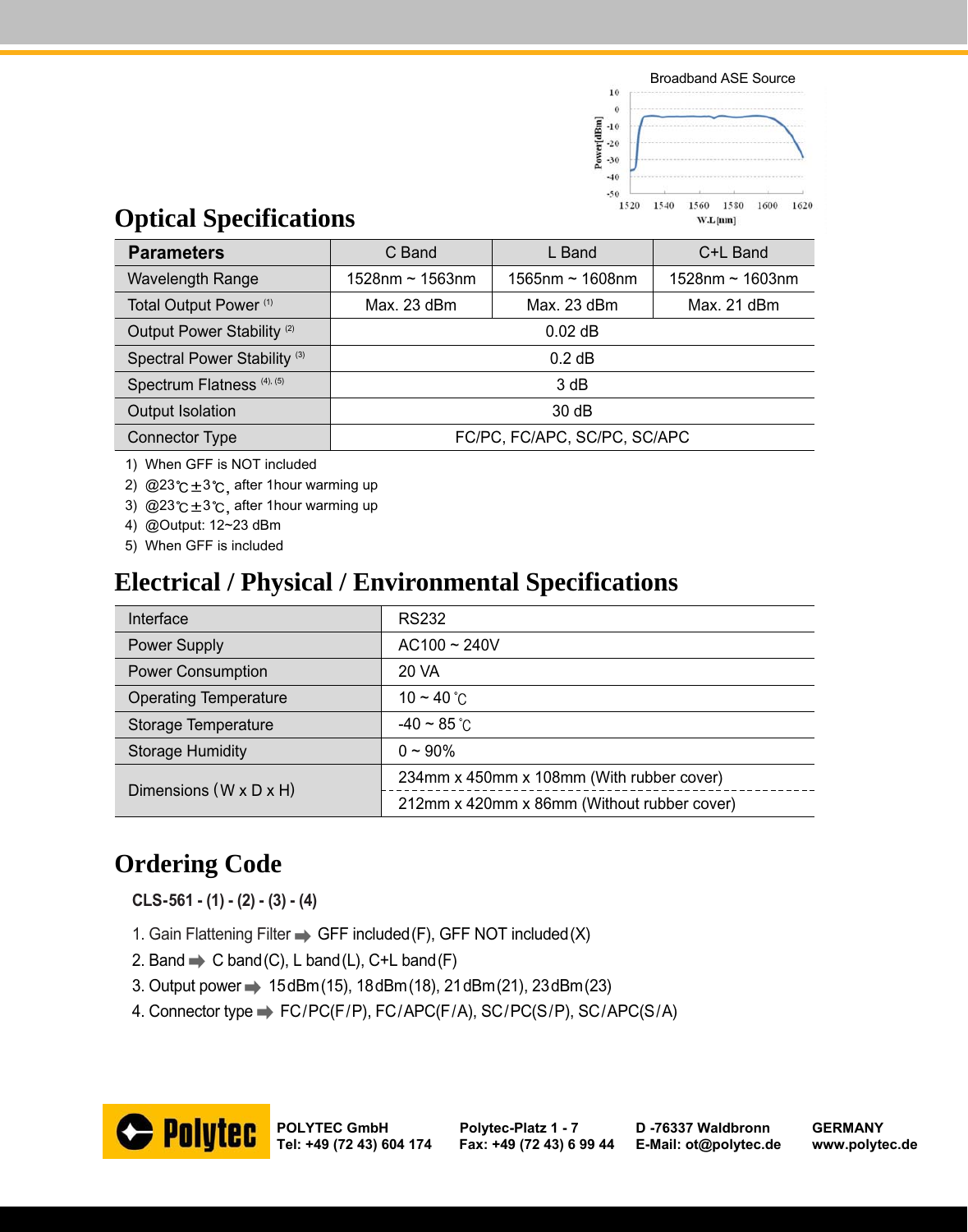Broadband ASE Source

10
0
-10
-20
-30
-40
-50

Power[dBm]

1520 1540 1560 1580 1600 1620

W.L[nm]

## Optical Specifications

| Parameters | C Band | L Band | C+L Band |
|---|---|---|---|
| Wavelength Range | 1528nm ~ 1563nm | 1565nm ~ 1608nm | 1528nm ~ 1603nm |
| Total Output Power (1) | Max. 23 dBm | Max. 23 dBm | Max. 21 dBm |
| Output Power Stability (2) | 0.02 dB | | |
| Spectral Power Stability (3) | 0.2 dB | | |
| Spectrum Flatness (4), (5) | 3 dB | | |
| Output Isolation | 30 dB | | |
| Connector Type | FC/PC, FC/APC, SC/PC, SC/APC | | |

1) When GFF is NOT included
2) @23℃±3℃, after 1hour warming up
3) @23℃±3℃, after 1hour warming up
4) @Output: 12~23 dBm
5) When GFF is included

## Electrical / Physical / Environmental Specifications

| | |
|---|---|
| Interface | RS232 |
| Power Supply | AC100 ~ 240V |
| Power Consumption | 20 VA |
| Operating Temperature | 10 ~ 40 ℃ |
| Storage Temperature | -40 ~ 85 ℃ |
| Storage Humidity | 0 ~ 90% |
| Dimensions (W x D x H) | 234mm x 450mm x 108mm (With rubber cover) |
| | 212mm x 420mm x 86mm (Without rubber cover) |

## Ordering Code

**CLS-561 - (1) - (2) - (3) - (4)**

1. Gain Flattening Filter ➡ GFF included (F), GFF NOT included (X)
2. Band ➡ C band (C), L band (L), C+L band (F)
3. Output power ➡ 15dBm (15), 18dBm (18), 21dBm (21), 23dBm (23)
4. Connector type ➡ FC/PC(F/P), FC/APC(F/A), SC/PC(S/P), SC/APC(S/A)

Polytec

**POLYTEC GmbH**
**Tel: +49 (72 43) 604 174**

**Polytec-Platz 1 - 7**
**Fax: +49 (72 43) 6 99 44**

**D -76337 Waldbronn**
**E-Mail: ot@polytec.de**

**GERMANY**
**www.polytec.de**